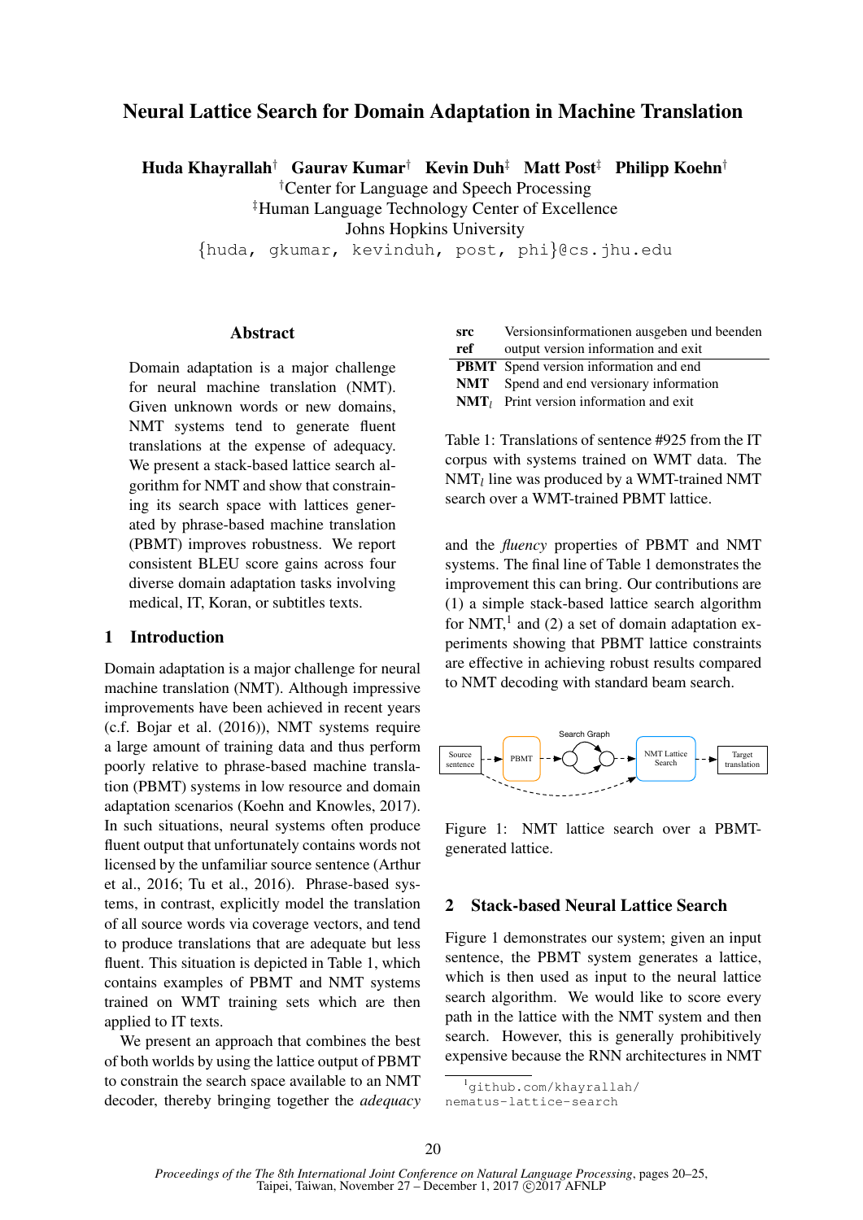# Neural Lattice Search for Domain Adaptation in Machine Translation

**Huda Khayrallah**[†] **Gaurav Kumar**[†] **Kevin Duh**[‡] **Matt Post**[‡] **Philipp Koehn**[†]

[†]Center for Language and Speech Processing
[‡]Human Language Technology Center of Excellence
Johns Hopkins University
{huda, gkumar, kevinduh, post, phi}@cs.jhu.edu

## Abstract

Domain adaptation is a major challenge for neural machine translation (NMT). Given unknown words or new domains, NMT systems tend to generate fluent translations at the expense of adequacy. We present a stack-based lattice search algorithm for NMT and show that constraining its search space with lattices generated by phrase-based machine translation (PBMT) improves robustness. We report consistent BLEU score gains across four diverse domain adaptation tasks involving medical, IT, Koran, or subtitles texts.

## 1 Introduction

Domain adaptation is a major challenge for neural machine translation (NMT). Although impressive improvements have been achieved in recent years (c.f. Bojar et al. (2016)), NMT systems require a large amount of training data and thus perform poorly relative to phrase-based machine translation (PBMT) systems in low resource and domain adaptation scenarios (Koehn and Knowles, 2017). In such situations, neural systems often produce fluent output that unfortunately contains words not licensed by the unfamiliar source sentence (Arthur et al., 2016; Tu et al., 2016). Phrase-based systems, in contrast, explicitly model the translation of all source words via coverage vectors, and tend to produce translations that are adequate but less fluent. This situation is depicted in Table 1, which contains examples of PBMT and NMT systems trained on WMT training sets which are then applied to IT texts.

We present an approach that combines the best of both worlds by using the lattice output of PBMT to constrain the search space available to an NMT decoder, thereby bringing together the *adequacy* and the *fluency* properties of PBMT and NMT systems. The final line of Table 1 demonstrates the improvement this can bring. Our contributions are (1) a simple stack-based lattice search algorithm for NMT,[1] and (2) a set of domain adaptation experiments showing that PBMT lattice constraints are effective in achieving robust results compared to NMT decoding with standard beam search.

| | |
|---|---|
| **src** | Versionsinformationen ausgeben und beenden |
| **ref** | output version information and exit |
| **PBMT** | Spend version information and end |
| **NMT** | Spend and end versionary information |
| **NMT**$_l$ | Print version information and exit |

Table 1: Translations of sentence #925 from the IT corpus with systems trained on WMT data. The NMT$_l$ line was produced by a WMT-trained NMT search over a WMT-trained PBMT lattice.

Figure 1: NMT lattice search over a PBMT-generated lattice.

## 2 Stack-based Neural Lattice Search

Figure 1 demonstrates our system; given an input sentence, the PBMT system generates a lattice, which is then used as input to the neural lattice search algorithm. We would like to score every path in the lattice with the NMT system and then search. However, this is generally prohibitively expensive because the RNN architectures in NMT

[1]github.com/khayrallah/nematus-lattice-search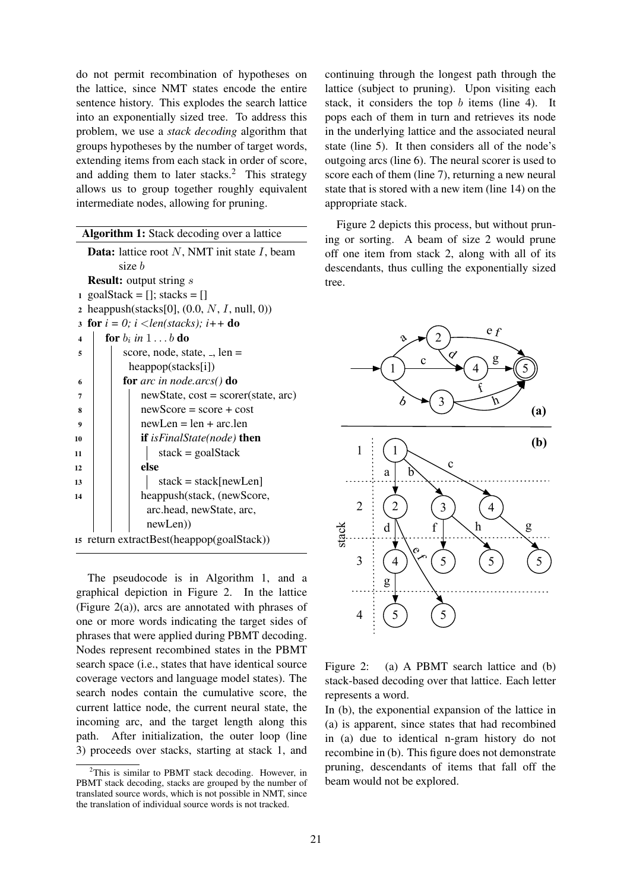do not permit recombination of hypotheses on the lattice, since NMT states encode the entire sentence history. This explodes the search lattice into an exponentially sized tree. To address this problem, we use a *stack decoding* algorithm that groups hypotheses by the number of target words, extending items from each stack in order of score, and adding them to later stacks.[2] This strategy allows us to group together roughly equivalent intermediate nodes, allowing for pruning.

**Algorithm 1:** Stack decoding over a lattice

**Data:** lattice root $N$, NMT init state $I$, beam size $b$
**Result:** output string $s$

```
1  goalStack = []; stacks = []
2  heappush(stacks[0], (0.0, N, I, null, 0))
3  for i = 0; i < len(stacks); i++ do
4      for b_i in 1 ... b do
5          score, node, state, _, len =
             heappop(stacks[i])
6          for arc in node.arcs() do
7              newState, cost = scorer(state, arc)
8              newScore = score + cost
9              newLen = len + arc.len
10             if isFinalState(node) then
11                 stack = goalStack
12             else
13                 stack = stack[newLen]
14             heappush(stack, (newScore,
                 arc.head, newState, arc,
                 newLen))
15 return extractBest(heappop(goalStack))
```

The pseudocode is in Algorithm 1, and a graphical depiction in Figure 2. In the lattice (Figure 2(a)), arcs are annotated with phrases of one or more words indicating the target sides of phrases that were applied during PBMT decoding. Nodes represent recombined states in the PBMT search space (i.e., states that have identical source coverage vectors and language model states). The search nodes contain the cumulative score, the current lattice node, the current neural state, the incoming arc, and the target length along this path. After initialization, the outer loop (line 3) proceeds over stacks, starting at stack 1, and continuing through the longest path through the lattice (subject to pruning). Upon visiting each stack, it considers the top $b$ items (line 4). It pops each of them in turn and retrieves its node in the underlying lattice and the associated neural state (line 5). It then considers all of the node's outgoing arcs (line 6). The neural scorer is used to score each of them (line 7), returning a new neural state that is stored with a new item (line 14) on the appropriate stack.

Figure 2 depicts this process, but without pruning or sorting. A beam of size 2 would prune off one item from stack 2, along with all of its descendants, thus culling the exponentially sized tree.

Figure 2: (a) A PBMT search lattice and (b) stack-based decoding over that lattice. Each letter represents a word.
In (b), the exponential expansion of the lattice in (a) is apparent, since states that had recombined in (a) due to identical n-gram history do not recombine in (b). This figure does not demonstrate pruning, descendants of items that fall off the beam would not be explored.

[2] This is similar to PBMT stack decoding. However, in PBMT stack decoding, stacks are grouped by the number of translated source words, which is not possible in NMT, since the translation of individual source words is not tracked.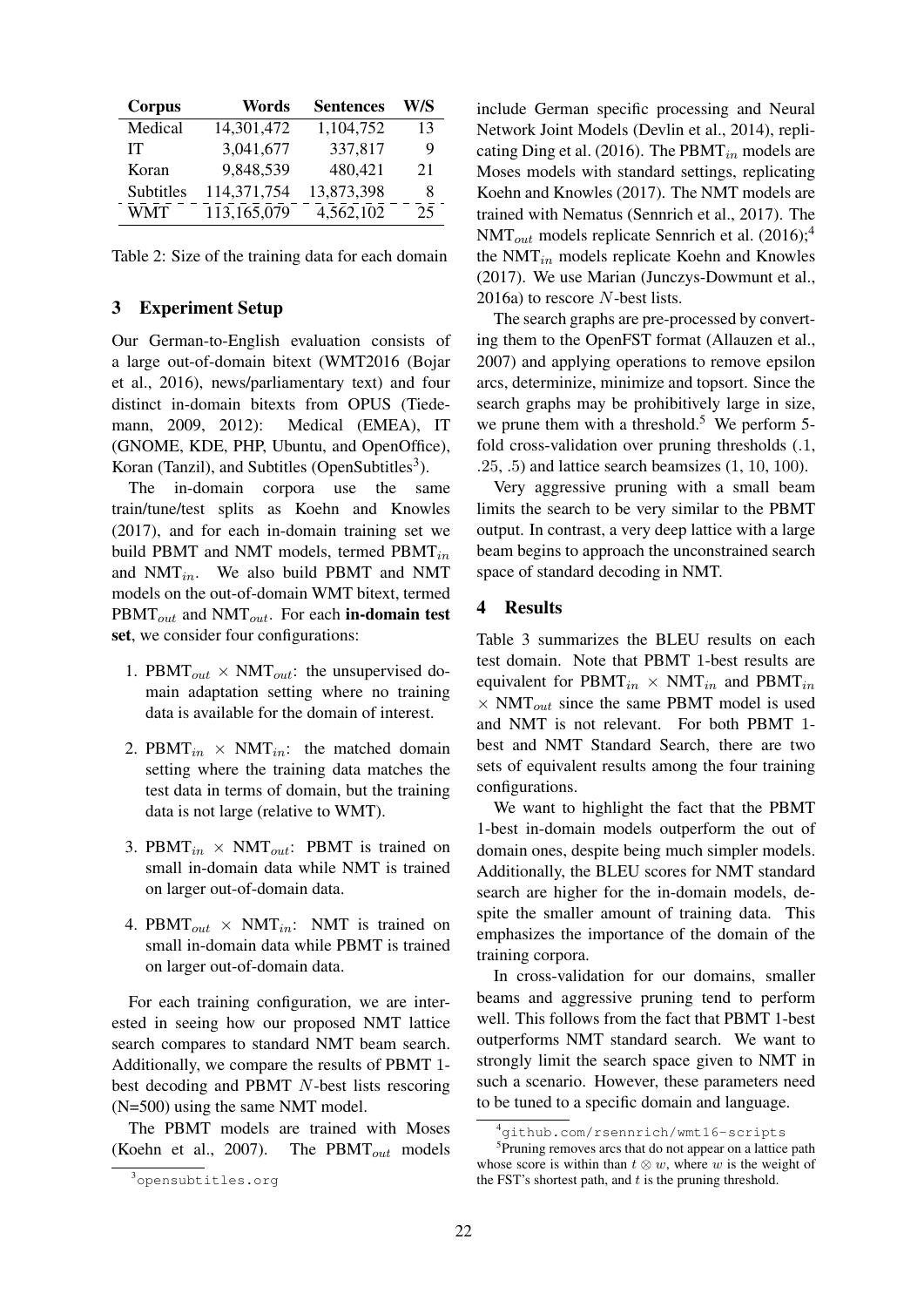| Corpus | Words | Sentences | W/S |
|---|---|---|---|
| Medical | 14,301,472 | 1,104,752 | 13 |
| IT | 3,041,677 | 337,817 | 9 |
| Koran | 9,848,539 | 480,421 | 21 |
| Subtitles | 114,371,754 | 13,873,398 | 8 |
| WMT | 113,165,079 | 4,562,102 | 25 |

Table 2: Size of the training data for each domain

## 3 Experiment Setup

Our German-to-English evaluation consists of a large out-of-domain bitext (WMT2016 (Bojar et al., 2016), news/parliamentary text) and four distinct in-domain bitexts from OPUS (Tiedemann, 2009, 2012): Medical (EMEA), IT (GNOME, KDE, PHP, Ubuntu, and OpenOffice), Koran (Tanzil), and Subtitles (OpenSubtitles[3]).

The in-domain corpora use the same train/tune/test splits as Koehn and Knowles (2017), and for each in-domain training set we build PBMT and NMT models, termed $\text{PBMT}_{in}$ and $\text{NMT}_{in}$. We also build PBMT and NMT models on the out-of-domain WMT bitext, termed $\text{PBMT}_{out}$ and $\text{NMT}_{out}$. For each **in-domain test set**, we consider four configurations:

1. $\text{PBMT}_{out} \times \text{NMT}_{out}$: the unsupervised domain adaptation setting where no training data is available for the domain of interest.
2. $\text{PBMT}_{in} \times \text{NMT}_{in}$: the matched domain setting where the training data matches the test data in terms of domain, but the training data is not large (relative to WMT).
3. $\text{PBMT}_{in} \times \text{NMT}_{out}$: PBMT is trained on small in-domain data while NMT is trained on larger out-of-domain data.
4. $\text{PBMT}_{out} \times \text{NMT}_{in}$: NMT is trained on small in-domain data while PBMT is trained on larger out-of-domain data.

For each training configuration, we are interested in seeing how our proposed NMT lattice search compares to standard NMT beam search. Additionally, we compare the results of PBMT 1-best decoding and PBMT $N$-best lists rescoring (N=500) using the same NMT model.

The PBMT models are trained with Moses (Koehn et al., 2007). The $\text{PBMT}_{out}$ models include German specific processing and Neural Network Joint Models (Devlin et al., 2014), replicating Ding et al. (2016). The $\text{PBMT}_{in}$ models are Moses models with standard settings, replicating Koehn and Knowles (2017). The NMT models are trained with Nematus (Sennrich et al., 2017). The $\text{NMT}_{out}$ models replicate Sennrich et al. (2016);[4] the $\text{NMT}_{in}$ models replicate Koehn and Knowles (2017). We use Marian (Junczys-Dowmunt et al., 2016a) to rescore $N$-best lists.

The search graphs are pre-processed by converting them to the OpenFST format (Allauzen et al., 2007) and applying operations to remove epsilon arcs, determinize, minimize and topsort. Since the search graphs may be prohibitively large in size, we prune them with a threshold.[5] We perform 5-fold cross-validation over pruning thresholds (.1, .25, .5) and lattice search beamsizes (1, 10, 100).

Very aggressive pruning with a small beam limits the search to be very similar to the PBMT output. In contrast, a very deep lattice with a large beam begins to approach the unconstrained search space of standard decoding in NMT.

## 4 Results

Table 3 summarizes the BLEU results on each test domain. Note that PBMT 1-best results are equivalent for $\text{PBMT}_{in} \times \text{NMT}_{in}$ and $\text{PBMT}_{in} \times \text{NMT}_{out}$ since the same PBMT model is used and NMT is not relevant. For both PBMT 1-best and NMT Standard Search, there are two sets of equivalent results among the four training configurations.

We want to highlight the fact that the PBMT 1-best in-domain models outperform the out of domain ones, despite being much simpler models. Additionally, the BLEU scores for NMT standard search are higher for the in-domain models, despite the smaller amount of training data. This emphasizes the importance of the domain of the training corpora.

In cross-validation for our domains, smaller beams and aggressive pruning tend to perform well. This follows from the fact that PBMT 1-best outperforms NMT standard search. We want to strongly limit the search space given to NMT in such a scenario. However, these parameters need to be tuned to a specific domain and language.

[3] opensubtitles.org

[4] github.com/rsennrich/wmt16-scripts

[5] Pruning removes arcs that do not appear on a lattice path whose score is within than $t \otimes w$, where $w$ is the weight of the FST's shortest path, and $t$ is the pruning threshold.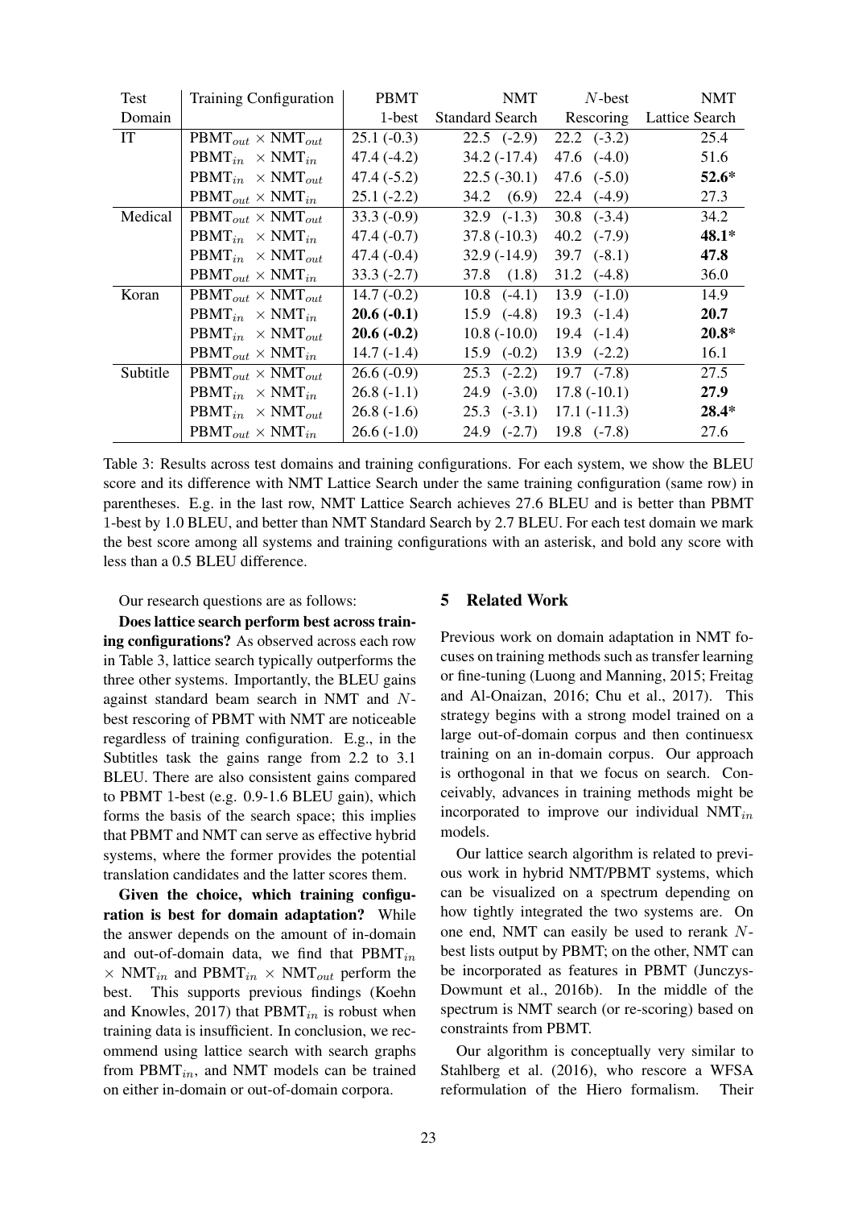| Test Domain | Training Configuration | PBMT 1-best | NMT Standard Search | $N$-best Rescoring | NMT Lattice Search |
|---|---|---|---|---|---|
| IT | $\text{PBMT}_{out} \times \text{NMT}_{out}$ | 25.1 (-0.3) | 22.5 (-2.9) | 22.2 (-3.2) | 25.4 |
| | $\text{PBMT}_{in} \times \text{NMT}_{in}$ | 47.4 (-4.2) | 34.2 (-17.4) | 47.6 (-4.0) | 51.6 |
| | $\text{PBMT}_{in} \times \text{NMT}_{out}$ | 47.4 (-5.2) | 22.5 (-30.1) | 47.6 (-5.0) | **52.6*** |
| | $\text{PBMT}_{out} \times \text{NMT}_{in}$ | 25.1 (-2.2) | 34.2 (6.9) | 22.4 (-4.9) | 27.3 |
| Medical | $\text{PBMT}_{out} \times \text{NMT}_{out}$ | 33.3 (-0.9) | 32.9 (-1.3) | 30.8 (-3.4) | 34.2 |
| | $\text{PBMT}_{in} \times \text{NMT}_{in}$ | 47.4 (-0.7) | 37.8 (-10.3) | 40.2 (-7.9) | **48.1*** |
| | $\text{PBMT}_{in} \times \text{NMT}_{out}$ | 47.4 (-0.4) | 32.9 (-14.9) | 39.7 (-8.1) | **47.8** |
| | $\text{PBMT}_{out} \times \text{NMT}_{in}$ | 33.3 (-2.7) | 37.8 (1.8) | 31.2 (-4.8) | 36.0 |
| Koran | $\text{PBMT}_{out} \times \text{NMT}_{out}$ | 14.7 (-0.2) | 10.8 (-4.1) | 13.9 (-1.0) | 14.9 |
| | $\text{PBMT}_{in} \times \text{NMT}_{in}$ | **20.6 (-0.1)** | 15.9 (-4.8) | 19.3 (-1.4) | **20.7** |
| | $\text{PBMT}_{in} \times \text{NMT}_{out}$ | **20.6 (-0.2)** | 10.8 (-10.0) | 19.4 (-1.4) | **20.8*** |
| | $\text{PBMT}_{out} \times \text{NMT}_{in}$ | 14.7 (-1.4) | 15.9 (-0.2) | 13.9 (-2.2) | 16.1 |
| Subtitle | $\text{PBMT}_{out} \times \text{NMT}_{out}$ | 26.6 (-0.9) | 25.3 (-2.2) | 19.7 (-7.8) | 27.5 |
| | $\text{PBMT}_{in} \times \text{NMT}_{in}$ | 26.8 (-1.1) | 24.9 (-3.0) | 17.8 (-10.1) | **27.9** |
| | $\text{PBMT}_{in} \times \text{NMT}_{out}$ | 26.8 (-1.6) | 25.3 (-3.1) | 17.1 (-11.3) | **28.4*** |
| | $\text{PBMT}_{out} \times \text{NMT}_{in}$ | 26.6 (-1.0) | 24.9 (-2.7) | 19.8 (-7.8) | 27.6 |

Table 3: Results across test domains and training configurations. For each system, we show the BLEU score and its difference with NMT Lattice Search under the same training configuration (same row) in parentheses. E.g. in the last row, NMT Lattice Search achieves 27.6 BLEU and is better than PBMT 1-best by 1.0 BLEU, and better than NMT Standard Search by 2.7 BLEU. For each test domain we mark the best score among all systems and training configurations with an asterisk, and bold any score with less than a 0.5 BLEU difference.

Our research questions are as follows:

**Does lattice search perform best across training configurations?** As observed across each row in Table 3, lattice search typically outperforms the three other systems. Importantly, the BLEU gains against standard beam search in NMT and $N$-best rescoring of PBMT with NMT are noticeable regardless of training configuration. E.g., in the Subtitles task the gains range from 2.2 to 3.1 BLEU. There are also consistent gains compared to PBMT 1-best (e.g. 0.9-1.6 BLEU gain), which forms the basis of the search space; this implies that PBMT and NMT can serve as effective hybrid systems, where the former provides the potential translation candidates and the latter scores them.

**Given the choice, which training configuration is best for domain adaptation?** While the answer depends on the amount of in-domain and out-of-domain data, we find that $\text{PBMT}_{in} \times \text{NMT}_{in}$ and $\text{PBMT}_{in} \times \text{NMT}_{out}$ perform the best. This supports previous findings (Koehn and Knowles, 2017) that $\text{PBMT}_{in}$ is robust when training data is insufficient. In conclusion, we recommend using lattice search with search graphs from $\text{PBMT}_{in}$, and NMT models can be trained on either in-domain or out-of-domain corpora.

## 5 Related Work

Previous work on domain adaptation in NMT focuses on training methods such as transfer learning or fine-tuning (Luong and Manning, 2015; Freitag and Al-Onaizan, 2016; Chu et al., 2017). This strategy begins with a strong model trained on a large out-of-domain corpus and then continuesx training on an in-domain corpus. Our approach is orthogonal in that we focus on search. Conceivably, advances in training methods might be incorporated to improve our individual $\text{NMT}_{in}$ models.

Our lattice search algorithm is related to previous work in hybrid NMT/PBMT systems, which can be visualized on a spectrum depending on how tightly integrated the two systems are. On one end, NMT can easily be used to rerank $N$-best lists output by PBMT; on the other, NMT can be incorporated as features in PBMT (Junczys-Dowmunt et al., 2016b). In the middle of the spectrum is NMT search (or re-scoring) based on constraints from PBMT.

Our algorithm is conceptually very similar to Stahlberg et al. (2016), who rescore a WFSA reformulation of the Hiero formalism. Their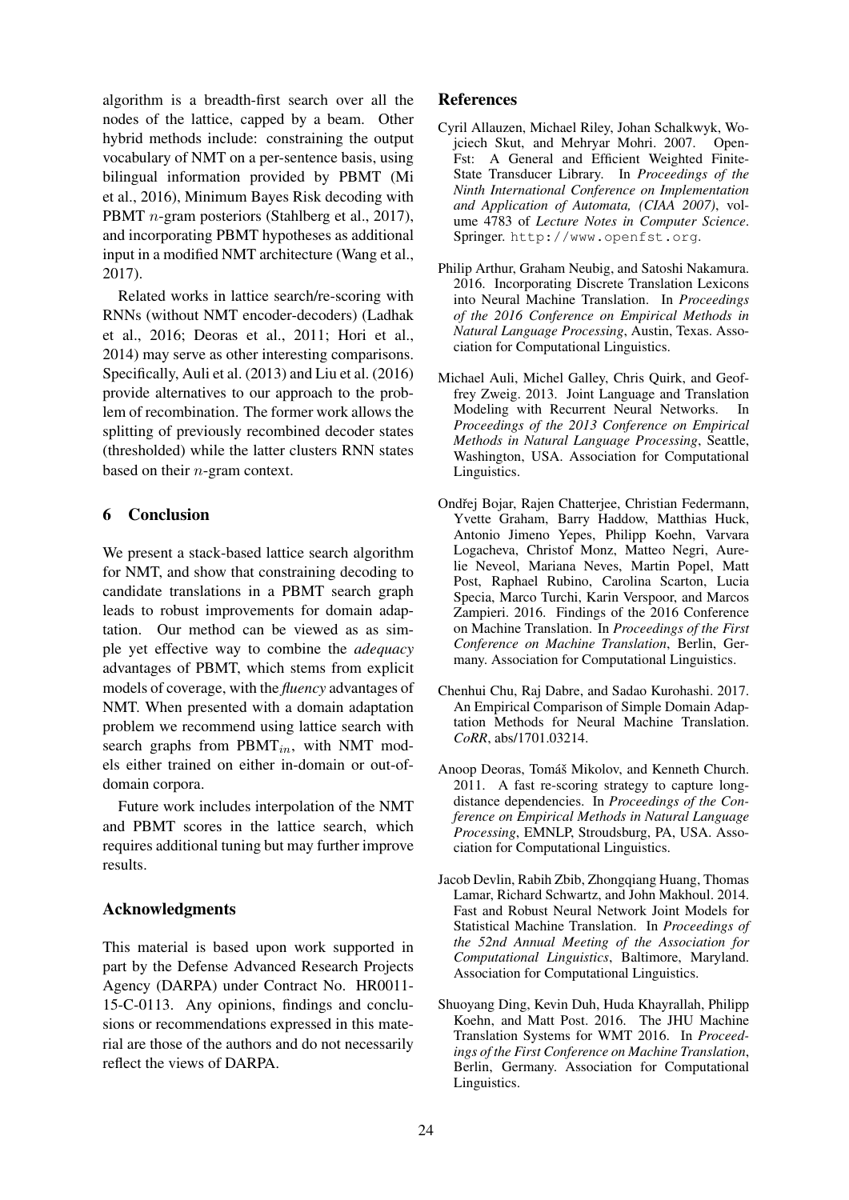algorithm is a breadth-first search over all the nodes of the lattice, capped by a beam. Other hybrid methods include: constraining the output vocabulary of NMT on a per-sentence basis, using bilingual information provided by PBMT (Mi et al., 2016), Minimum Bayes Risk decoding with PBMT $n$-gram posteriors (Stahlberg et al., 2017), and incorporating PBMT hypotheses as additional input in a modified NMT architecture (Wang et al., 2017).

Related works in lattice search/re-scoring with RNNs (without NMT encoder-decoders) (Ladhak et al., 2016; Deoras et al., 2011; Hori et al., 2014) may serve as other interesting comparisons. Specifically, Auli et al. (2013) and Liu et al. (2016) provide alternatives to our approach to the problem of recombination. The former work allows the splitting of previously recombined decoder states (thresholded) while the latter clusters RNN states based on their $n$-gram context.

## 6 Conclusion

We present a stack-based lattice search algorithm for NMT, and show that constraining decoding to candidate translations in a PBMT search graph leads to robust improvements for domain adaptation. Our method can be viewed as as simple yet effective way to combine the *adequacy* advantages of PBMT, which stems from explicit models of coverage, with the *fluency* advantages of NMT. When presented with a domain adaptation problem we recommend using lattice search with search graphs from PBMT$_{in}$, with NMT models either trained on either in-domain or out-of-domain corpora.

Future work includes interpolation of the NMT and PBMT scores in the lattice search, which requires additional tuning but may further improve results.

## Acknowledgments

This material is based upon work supported in part by the Defense Advanced Research Projects Agency (DARPA) under Contract No. HR0011-15-C-0113. Any opinions, findings and conclusions or recommendations expressed in this material are those of the authors and do not necessarily reflect the views of DARPA.

## References

Cyril Allauzen, Michael Riley, Johan Schalkwyk, Wojciech Skut, and Mehryar Mohri. 2007. OpenFst: A General and Efficient Weighted Finite-State Transducer Library. In *Proceedings of the Ninth International Conference on Implementation and Application of Automata, (CIAA 2007)*, volume 4783 of *Lecture Notes in Computer Science*. Springer. http://www.openfst.org.

Philip Arthur, Graham Neubig, and Satoshi Nakamura. 2016. Incorporating Discrete Translation Lexicons into Neural Machine Translation. In *Proceedings of the 2016 Conference on Empirical Methods in Natural Language Processing*, Austin, Texas. Association for Computational Linguistics.

Michael Auli, Michel Galley, Chris Quirk, and Geoffrey Zweig. 2013. Joint Language and Translation Modeling with Recurrent Neural Networks. In *Proceedings of the 2013 Conference on Empirical Methods in Natural Language Processing*, Seattle, Washington, USA. Association for Computational Linguistics.

Ondřej Bojar, Rajen Chatterjee, Christian Federmann, Yvette Graham, Barry Haddow, Matthias Huck, Antonio Jimeno Yepes, Philipp Koehn, Varvara Logacheva, Christof Monz, Matteo Negri, Aurelie Neveol, Mariana Neves, Martin Popel, Matt Post, Raphael Rubino, Carolina Scarton, Lucia Specia, Marco Turchi, Karin Verspoor, and Marcos Zampieri. 2016. Findings of the 2016 Conference on Machine Translation. In *Proceedings of the First Conference on Machine Translation*, Berlin, Germany. Association for Computational Linguistics.

Chenhui Chu, Raj Dabre, and Sadao Kurohashi. 2017. An Empirical Comparison of Simple Domain Adaptation Methods for Neural Machine Translation. *CoRR*, abs/1701.03214.

Anoop Deoras, Tomáš Mikolov, and Kenneth Church. 2011. A fast re-scoring strategy to capture long-distance dependencies. In *Proceedings of the Conference on Empirical Methods in Natural Language Processing*, EMNLP, Stroudsburg, PA, USA. Association for Computational Linguistics.

Jacob Devlin, Rabih Zbib, Zhongqiang Huang, Thomas Lamar, Richard Schwartz, and John Makhoul. 2014. Fast and Robust Neural Network Joint Models for Statistical Machine Translation. In *Proceedings of the 52nd Annual Meeting of the Association for Computational Linguistics*, Baltimore, Maryland. Association for Computational Linguistics.

Shuoyang Ding, Kevin Duh, Huda Khayrallah, Philipp Koehn, and Matt Post. 2016. The JHU Machine Translation Systems for WMT 2016. In *Proceedings of the First Conference on Machine Translation*, Berlin, Germany. Association for Computational Linguistics.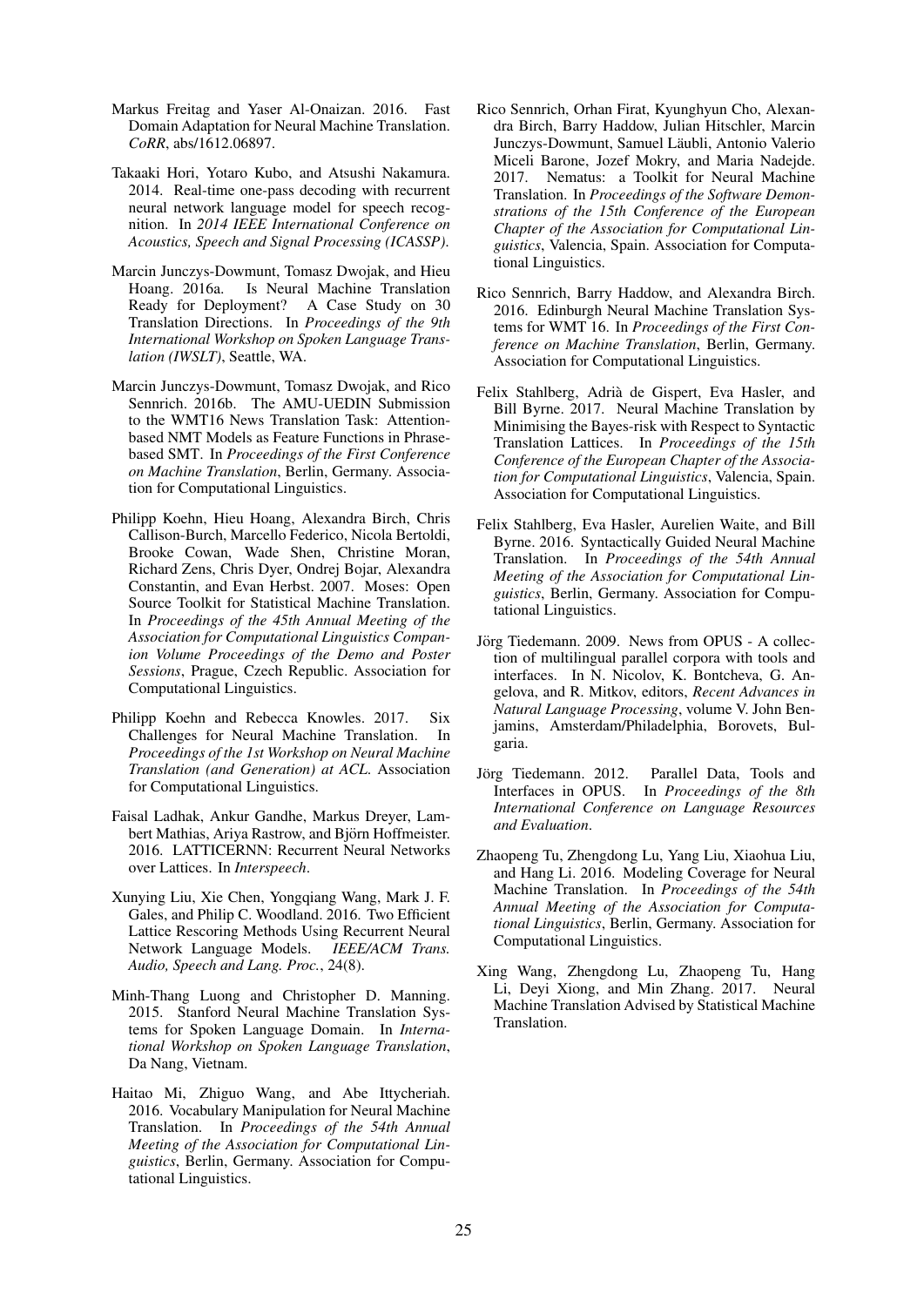Markus Freitag and Yaser Al-Onaizan. 2016. Fast Domain Adaptation for Neural Machine Translation. *CoRR*, abs/1612.06897.

Takaaki Hori, Yotaro Kubo, and Atsushi Nakamura. 2014. Real-time one-pass decoding with recurrent neural network language model for speech recognition. In *2014 IEEE International Conference on Acoustics, Speech and Signal Processing (ICASSP)*.

Marcin Junczys-Dowmunt, Tomasz Dwojak, and Hieu Hoang. 2016a. Is Neural Machine Translation Ready for Deployment? A Case Study on 30 Translation Directions. In *Proceedings of the 9th International Workshop on Spoken Language Translation (IWSLT)*, Seattle, WA.

Marcin Junczys-Dowmunt, Tomasz Dwojak, and Rico Sennrich. 2016b. The AMU-UEDIN Submission to the WMT16 News Translation Task: Attention-based NMT Models as Feature Functions in Phrase-based SMT. In *Proceedings of the First Conference on Machine Translation*, Berlin, Germany. Association for Computational Linguistics.

Philipp Koehn, Hieu Hoang, Alexandra Birch, Chris Callison-Burch, Marcello Federico, Nicola Bertoldi, Brooke Cowan, Wade Shen, Christine Moran, Richard Zens, Chris Dyer, Ondrej Bojar, Alexandra Constantin, and Evan Herbst. 2007. Moses: Open Source Toolkit for Statistical Machine Translation. In *Proceedings of the 45th Annual Meeting of the Association for Computational Linguistics Companion Volume Proceedings of the Demo and Poster Sessions*, Prague, Czech Republic. Association for Computational Linguistics.

Philipp Koehn and Rebecca Knowles. 2017. Six Challenges for Neural Machine Translation. In *Proceedings of the 1st Workshop on Neural Machine Translation (and Generation) at ACL*. Association for Computational Linguistics.

Faisal Ladhak, Ankur Gandhe, Markus Dreyer, Lambert Mathias, Ariya Rastrow, and Björn Hoffmeister. 2016. LATTICERNN: Recurrent Neural Networks over Lattices. In *Interspeech*.

Xunying Liu, Xie Chen, Yongqiang Wang, Mark J. F. Gales, and Philip C. Woodland. 2016. Two Efficient Lattice Rescoring Methods Using Recurrent Neural Network Language Models. *IEEE/ACM Trans. Audio, Speech and Lang. Proc.*, 24(8).

Minh-Thang Luong and Christopher D. Manning. 2015. Stanford Neural Machine Translation Systems for Spoken Language Domain. In *International Workshop on Spoken Language Translation*, Da Nang, Vietnam.

Haitao Mi, Zhiguo Wang, and Abe Ittycheriah. 2016. Vocabulary Manipulation for Neural Machine Translation. In *Proceedings of the 54th Annual Meeting of the Association for Computational Linguistics*, Berlin, Germany. Association for Computational Linguistics.

Rico Sennrich, Orhan Firat, Kyunghyun Cho, Alexandra Birch, Barry Haddow, Julian Hitschler, Marcin Junczys-Dowmunt, Samuel Läubli, Antonio Valerio Miceli Barone, Jozef Mokry, and Maria Nadejde. 2017. Nematus: a Toolkit for Neural Machine Translation. In *Proceedings of the Software Demonstrations of the 15th Conference of the European Chapter of the Association for Computational Linguistics*, Valencia, Spain. Association for Computational Linguistics.

Rico Sennrich, Barry Haddow, and Alexandra Birch. 2016. Edinburgh Neural Machine Translation Systems for WMT 16. In *Proceedings of the First Conference on Machine Translation*, Berlin, Germany. Association for Computational Linguistics.

Felix Stahlberg, Adrià de Gispert, Eva Hasler, and Bill Byrne. 2017. Neural Machine Translation by Minimising the Bayes-risk with Respect to Syntactic Translation Lattices. In *Proceedings of the 15th Conference of the European Chapter of the Association for Computational Linguistics*, Valencia, Spain. Association for Computational Linguistics.

Felix Stahlberg, Eva Hasler, Aurelien Waite, and Bill Byrne. 2016. Syntactically Guided Neural Machine Translation. In *Proceedings of the 54th Annual Meeting of the Association for Computational Linguistics*, Berlin, Germany. Association for Computational Linguistics.

Jörg Tiedemann. 2009. News from OPUS - A collection of multilingual parallel corpora with tools and interfaces. In N. Nicolov, K. Bontcheva, G. Angelova, and R. Mitkov, editors, *Recent Advances in Natural Language Processing*, volume V. John Benjamins, Amsterdam/Philadelphia, Borovets, Bulgaria.

Jörg Tiedemann. 2012. Parallel Data, Tools and Interfaces in OPUS. In *Proceedings of the 8th International Conference on Language Resources and Evaluation*.

Zhaopeng Tu, Zhengdong Lu, Yang Liu, Xiaohua Liu, and Hang Li. 2016. Modeling Coverage for Neural Machine Translation. In *Proceedings of the 54th Annual Meeting of the Association for Computational Linguistics*, Berlin, Germany. Association for Computational Linguistics.

Xing Wang, Zhengdong Lu, Zhaopeng Tu, Hang Li, Deyi Xiong, and Min Zhang. 2017. Neural Machine Translation Advised by Statistical Machine Translation.